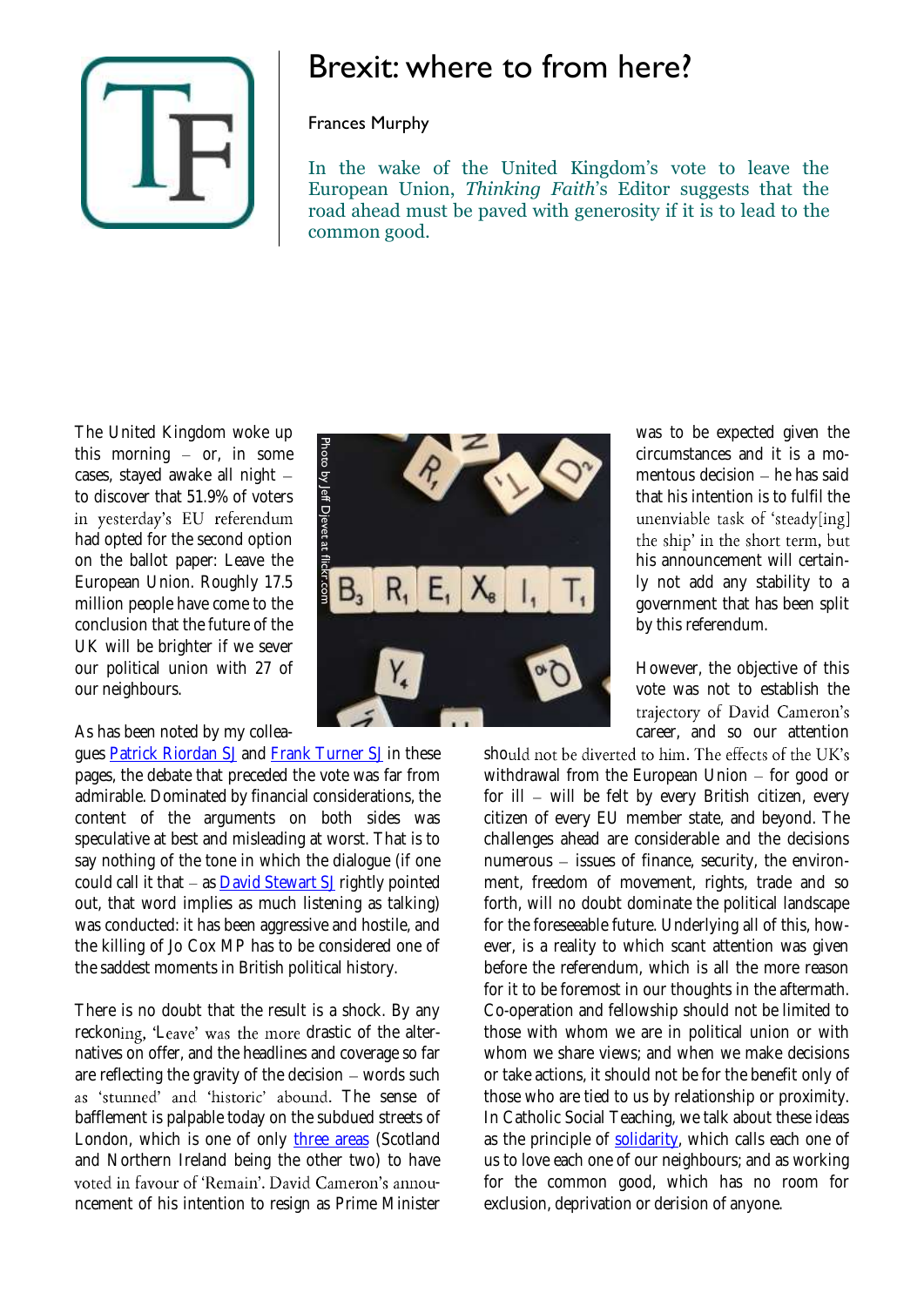# Brexit: where to from here?

Frances Murphy

In the wake of the United Kingdom's vote to leave the European Union, *Thinking Faith*'s Editor suggests that the road ahead must be paved with generosity if it is to lead to the common good.

The United Kingdom woke up this morning – or, in some cases, stayed awake all night – to discover that 51.9% of voters in yesterday's EU referendum had opted for the second option on the ballot paper: Leave the European Union. Roughly 17.5 million people have come to the conclusion that the future of the UK will be brighter if we sever our political union with 27 of our neighbours.

Photo by Jeff Djevdet at flickr.com

As has been noted by my colleagues Patrick Riordan SJ and Frank Turner SJ in these pages, the debate that preceded the vote was far from admirable. Dominated by financial considerations, the content of the arguments on both sides was speculative at best and misleading at worst. That is to say nothing of the tone in which the dialogue (if one could call it that – as David Stewart SJ rightly pointed out, that word implies as much listening as talking) was conducted: it has been aggressive and hostile, and the killing of Jo Cox MP has to be considered one of the saddest moments in British political history.

There is no doubt that the result is a shock. By any reckoning, 'Leave' was the more drastic of the alternatives on offer, and the headlines and coverage so far are reflecting the gravity of the decision – words such as 'stunned' and 'historic' abound. The sense of bafflement is palpable today on the subdued streets of London, which is one of only three areas (Scotland and Northern Ireland being the other two) to have voted in favour of 'Remain'. David Cameron's announcement of his intention to resign as Prime Minister was to be expected given the circumstances and it is a momentous decision – he has said that his intention is to fulfil the unenviable task of 'steady[ing] the ship' in the short term, but his announcement will certainly not add any stability to a government that has been split by this referendum.

However, the objective of this vote was not to establish the trajectory of David Cameron's career, and so our attention should not be diverted to him. The effects of the UK's withdrawal from the European Union – for good or for ill – will be felt by every British citizen, every citizen of every EU member state, and beyond. The challenges ahead are considerable and the decisions numerous – issues of finance, security, the environment, freedom of movement, rights, trade and so forth, will no doubt dominate the political landscape for the foreseeable future. Underlying all of this, however, is a reality to which scant attention was given before the referendum, which is all the more reason for it to be foremost in our thoughts in the aftermath. Co-operation and fellowship should not be limited to those with whom we are in political union or with whom we share views; and when we make decisions or take actions, it should not be for the benefit only of those who are tied to us by relationship or proximity. In Catholic Social Teaching, we talk about these ideas as the principle of solidarity, which calls each one of us to love each one of our neighbours; and as working for the common good, which has no room for exclusion, deprivation or derision of anyone.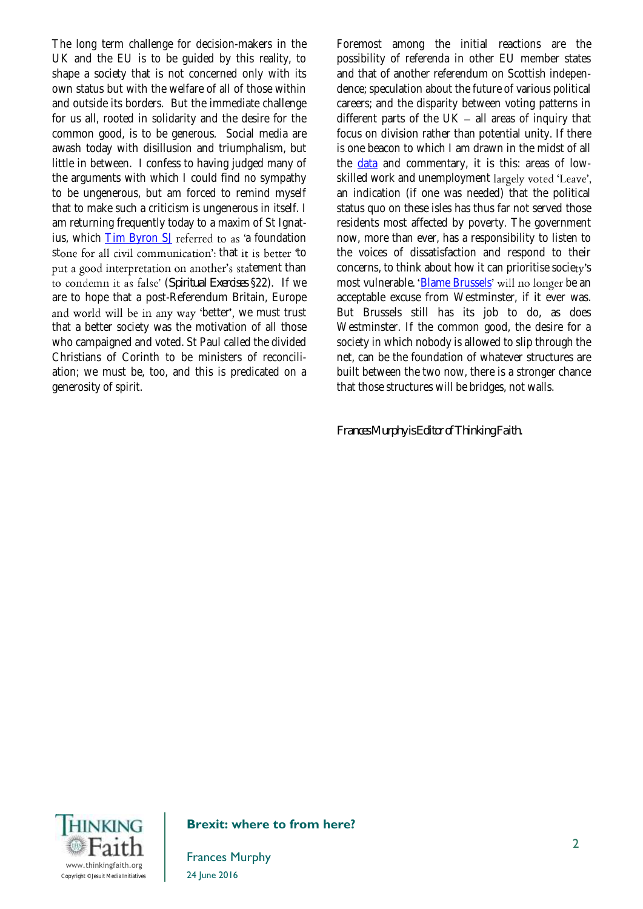The long term challenge for decision-makers in the UK and the EU is to be guided by this reality, to shape a society that is not concerned only with its own status but with the welfare of all of those within and outside its borders. But the immediate challenge for us all, rooted in solidarity and the desire for the common good, is to be generous. Social media are awash today with disillusion and triumphalism, but little in between. I confess to having judged many of the arguments with which I could find no sympathy to be ungenerous, but am forced to remind myself that to make such a criticism is ungenerous in itself. I am returning frequently today to a maxim of St Ignatius, which Tim Byron SJ referred to as 'a foundation stone for all civil communication': that it is better 'to put a good interpretation on another's statement than to condemn it as false' (*Spiritual Exercises* §22). If we are to hope that a post-Referendum Britain, Europe and world will be in any way 'better', we must trust that a better society was the motivation of all those who campaigned and voted. St Paul called the divided Christians of Corinth to be ministers of reconciliation; we must be, too, and this is predicated on a generosity of spirit.

Foremost among the initial reactions are the possibility of referenda in other EU member states and that of another referendum on Scottish independence; speculation about the future of various political careers; and the disparity between voting patterns in different parts of the UK – all areas of inquiry that focus on division rather than potential unity. If there is one beacon to which I am drawn in the midst of all the data and commentary, it is this: areas of low-skilled work and unemployment largely voted 'Leave', an indication (if one was needed) that the political status quo on these isles has thus far not served those residents most affected by poverty. The government now, more than ever, has a responsibility to listen to the voices of dissatisfaction and respond to their concerns, to think about how it can prioritise society's most vulnerable. 'Blame Brussels' will no longer be an acceptable excuse from Westminster, if it ever was. But Brussels still has its job to do, as does Westminster. If the common good, the desire for a society in which nobody is allowed to slip through the net, can be the foundation of whatever structures are built between the two now, there is a stronger chance that those structures will be bridges, not walls.

*Frances Murphy is Editor of Thinking Faith.*